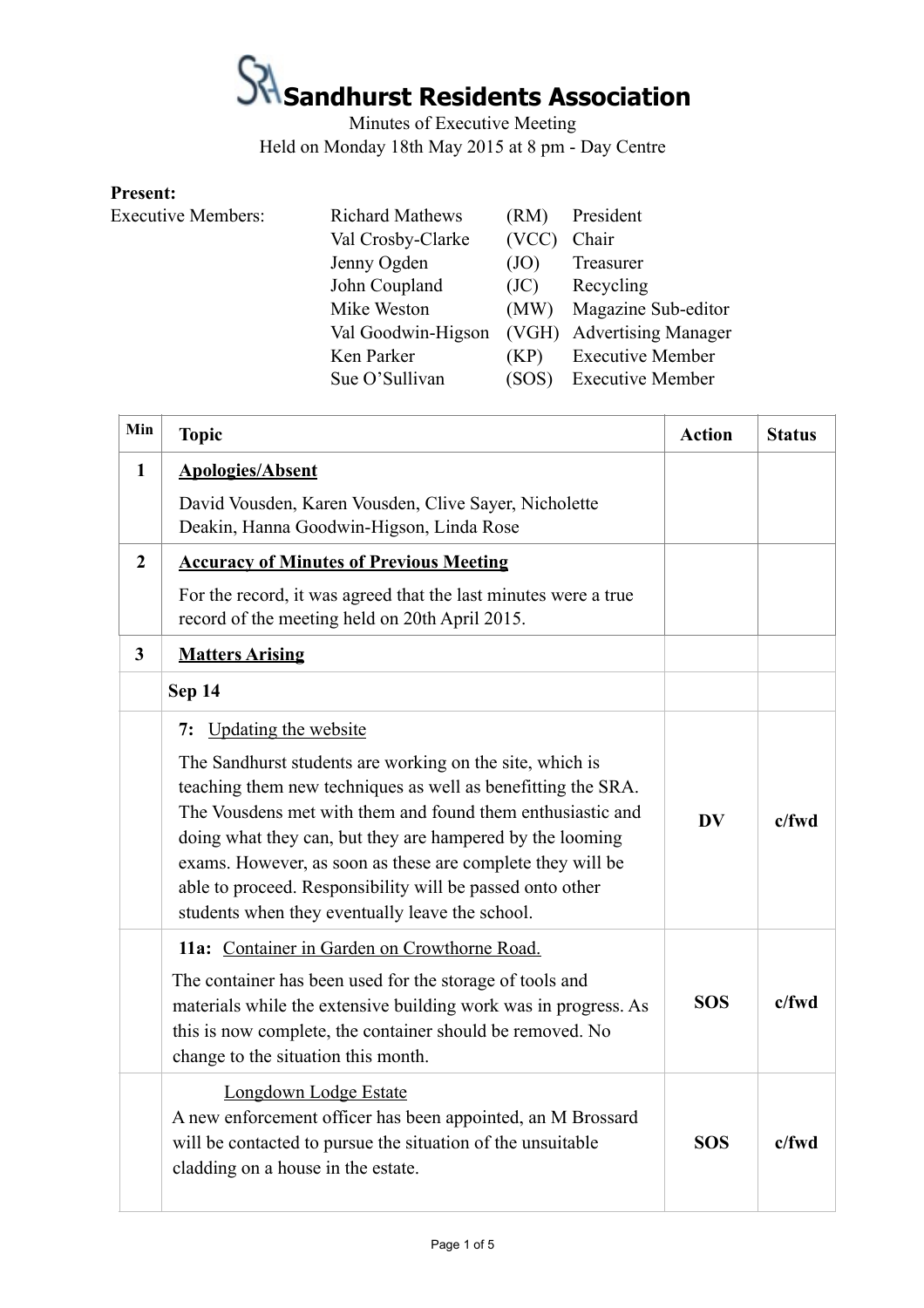# Sandhurst Residents Association

Minutes of Executive Meeting
Held on Monday 18th May 2015 at 8 pm - Day Centre

**Present:**

| Executive Members: | | | |
|---|---|---|---|
| | Richard Mathews | (RM) | President |
| | Val Crosby-Clarke | (VCC) | Chair |
| | Jenny Ogden | (JO) | Treasurer |
| | John Coupland | (JC) | Recycling |
| | Mike Weston | (MW) | Magazine Sub-editor |
| | Val Goodwin-Higson | (VGH) | Advertising Manager |
| | Ken Parker | (KP) | Executive Member |
| | Sue O'Sullivan | (SOS) | Executive Member |

| Min | Topic | Action | Status |
|---|---|---|---|
| **1** | **Apologies/Absent**<br>David Vousden, Karen Vousden, Clive Sayer, Nicholette Deakin, Hanna Goodwin-Higson, Linda Rose | | |
| **2** | **Accuracy of Minutes of Previous Meeting**<br>For the record, it was agreed that the last minutes were a true record of the meeting held on 20th April 2015. | | |
| **3** | **Matters Arising** | | |
| | **Sep 14** | | |
| | **7:** Updating the website<br>The Sandhurst students are working on the site, which is teaching them new techniques as well as benefitting the SRA. The Vousdens met with them and found them enthusiastic and doing what they can, but they are hampered by the looming exams. However, as soon as these are complete they will be able to proceed. Responsibility will be passed onto other students when they eventually leave the school. | **DV** | **c/fwd** |
| | **11a:** Container in Garden on Crowthorne Road.<br>The container has been used for the storage of tools and materials while the extensive building work was in progress. As this is now complete, the container should be removed. No change to the situation this month. | **SOS** | **c/fwd** |
| | Longdown Lodge Estate<br>A new enforcement officer has been appointed, an M Brossard will be contacted to pursue the situation of the unsuitable cladding on a house in the estate. | **SOS** | **c/fwd** |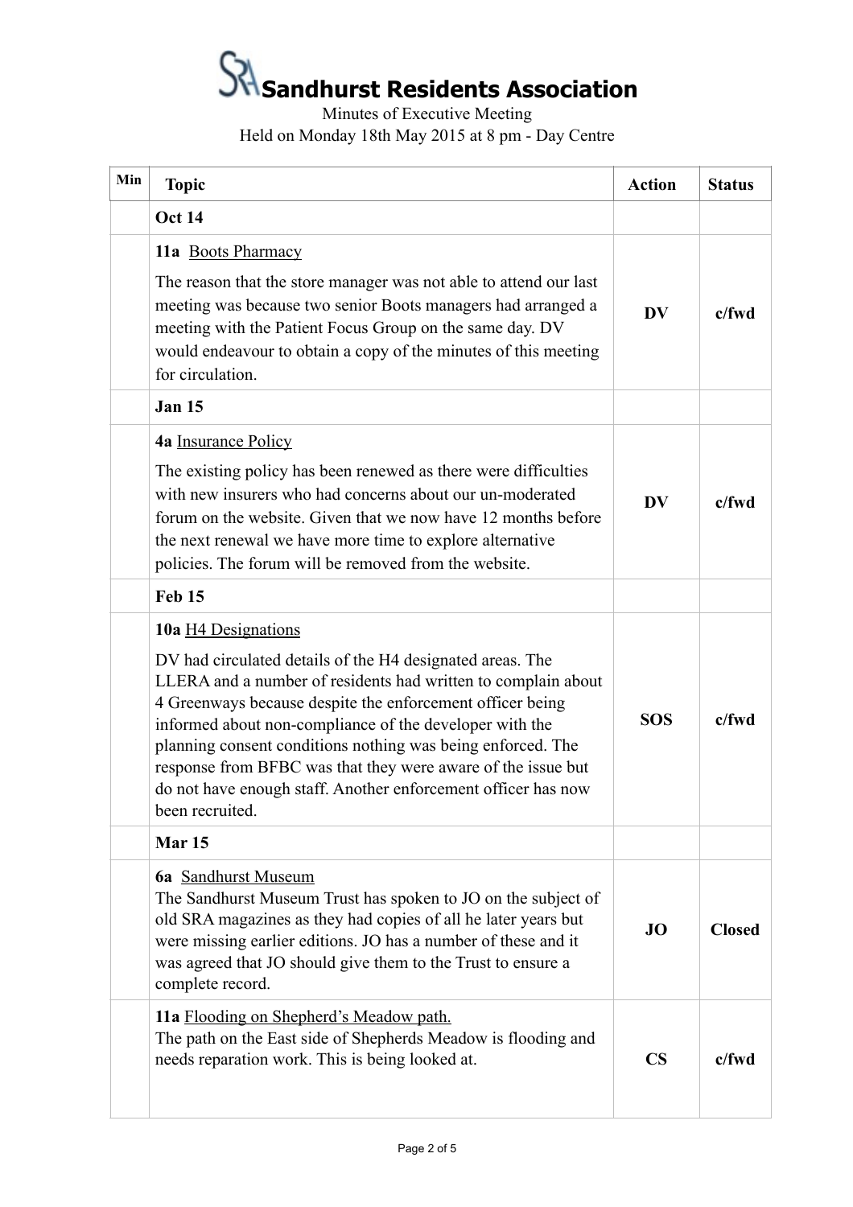# Sandhurst Residents Association

Minutes of Executive Meeting
Held on Monday 18th May 2015 at 8 pm - Day Centre

| Min | Topic | Action | Status |
|---|---|---|---|
| | **Oct 14** | | |
| | **11a** Boots Pharmacy<br><br>The reason that the store manager was not able to attend our last meeting was because two senior Boots managers had arranged a meeting with the Patient Focus Group on the same day. DV would endeavour to obtain a copy of the minutes of this meeting for circulation. | **DV** | **c/fwd** |
| | **Jan 15** | | |
| | **4a** Insurance Policy<br><br>The existing policy has been renewed as there were difficulties with new insurers who had concerns about our un-moderated forum on the website. Given that we now have 12 months before the next renewal we have more time to explore alternative policies. The forum will be removed from the website. | **DV** | **c/fwd** |
| | **Feb 15** | | |
| | **10a** H4 Designations<br><br>DV had circulated details of the H4 designated areas. The LLERA and a number of residents had written to complain about 4 Greenways because despite the enforcement officer being informed about non-compliance of the developer with the planning consent conditions nothing was being enforced. The response from BFBC was that they were aware of the issue but do not have enough staff. Another enforcement officer has now been recruited. | **SOS** | **c/fwd** |
| | **Mar 15** | | |
| | **6a** Sandhurst Museum<br>The Sandhurst Museum Trust has spoken to JO on the subject of old SRA magazines as they had copies of all he later years but were missing earlier editions. JO has a number of these and it was agreed that JO should give them to the Trust to ensure a complete record. | **JO** | **Closed** |
| | **11a** Flooding on Shepherd's Meadow path.<br>The path on the East side of Shepherds Meadow is flooding and needs reparation work. This is being looked at. | **CS** | **c/fwd** |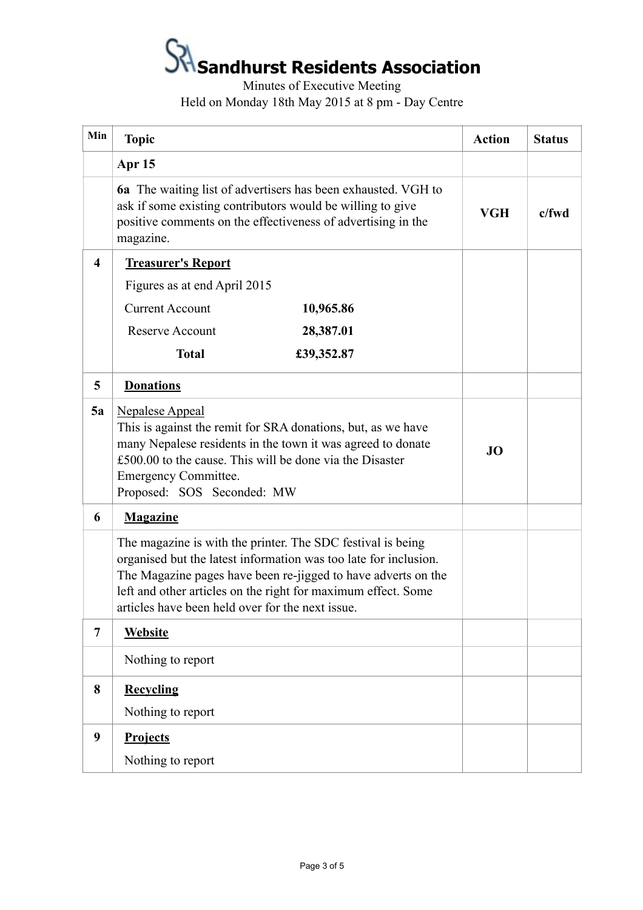# Sandhurst Residents Association

Minutes of Executive Meeting
Held on Monday 18th May 2015 at 8 pm - Day Centre

| Min | Topic | Action | Status |
|---|---|---|---|
| | **Apr 15** | | |
| | **6a** The waiting list of advertisers has been exhausted. VGH to ask if some existing contributors would be willing to give positive comments on the effectiveness of advertising in the magazine. | **VGH** | **c/fwd** |
| **4** | **Treasurer's Report**<br>Figures as at end April 2015<br>Current Account **10,965.86**<br>Reserve Account **28,387.01**<br>**Total** **£39,352.87** | | |
| **5** | **Donations** | | |
| **5a** | Nepalese Appeal<br>This is against the remit for SRA donations, but, as we have many Nepalese residents in the town it was agreed to donate £500.00 to the cause. This will be done via the Disaster Emergency Committee.<br>Proposed: SOS Seconded: MW | **JO** | |
| **6** | **Magazine** | | |
| | The magazine is with the printer. The SDC festival is being organised but the latest information was too late for inclusion. The Magazine pages have been re-jigged to have adverts on the left and other articles on the right for maximum effect. Some articles have been held over for the next issue. | | |
| **7** | **Website** | | |
| | Nothing to report | | |
| **8** | **Recycling**<br>Nothing to report | | |
| **9** | **Projects**<br>Nothing to report | | |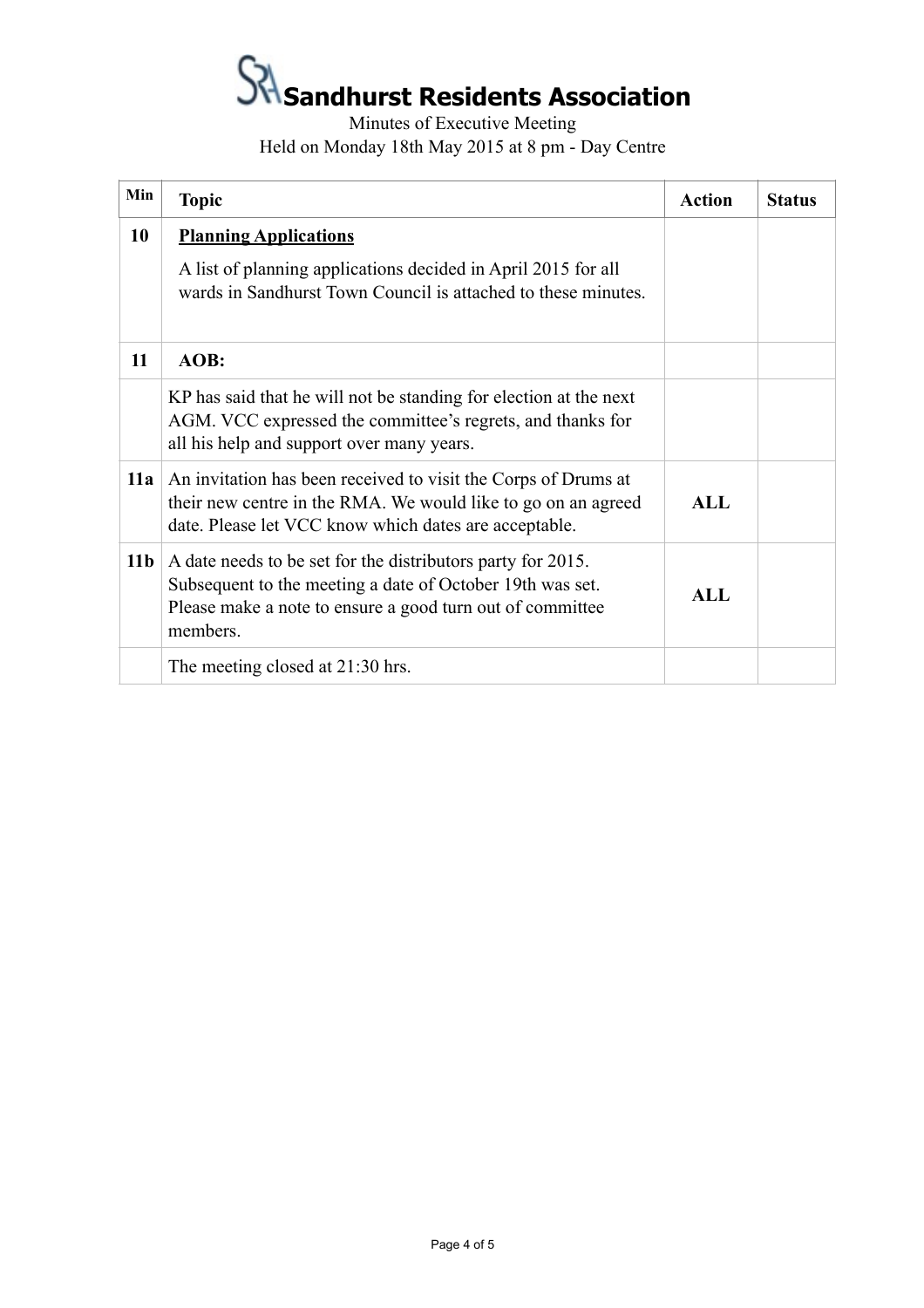# Sandhurst Residents Association

Minutes of Executive Meeting

Held on Monday 18th May 2015 at 8 pm - Day Centre

| Min | Topic | Action | Status |
|---|---|---|---|
| **10** | **Planning Applications**<br>A list of planning applications decided in April 2015 for all wards in Sandhurst Town Council is attached to these minutes. | | |
| **11** | **AOB:** | | |
| | KP has said that he will not be standing for election at the next AGM. VCC expressed the committee's regrets, and thanks for all his help and support over many years. | | |
| **11a** | An invitation has been received to visit the Corps of Drums at their new centre in the RMA. We would like to go on an agreed date. Please let VCC know which dates are acceptable. | **ALL** | |
| **11b** | A date needs to be set for the distributors party for 2015. Subsequent to the meeting a date of October 19th was set. Please make a note to ensure a good turn out of committee members. | **ALL** | |
| | The meeting closed at 21:30 hrs. | | |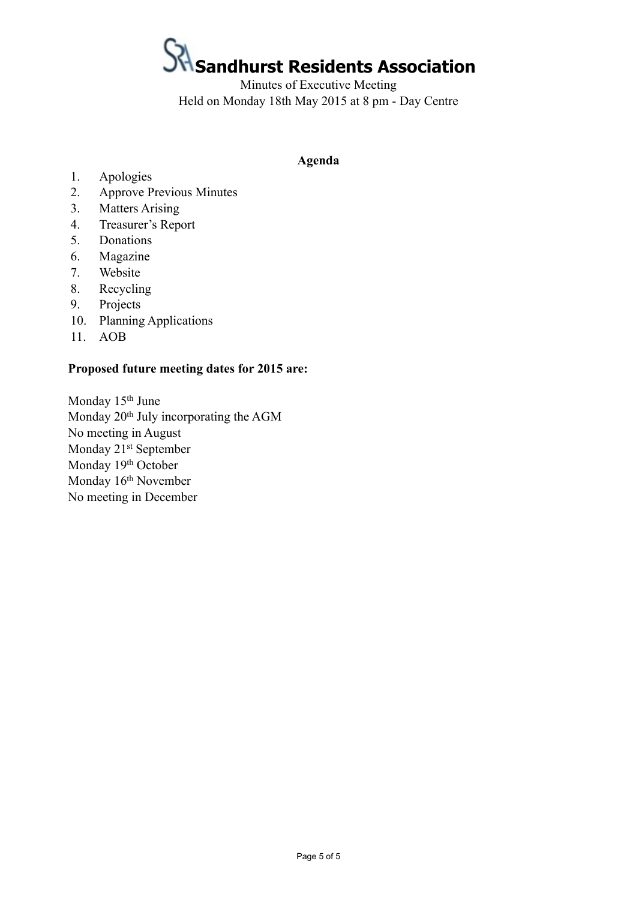# Sandhurst Residents Association

Minutes of Executive Meeting

Held on Monday 18th May 2015 at 8 pm - Day Centre

**Agenda**

1. Apologies
2. Approve Previous Minutes
3. Matters Arising
4. Treasurer's Report
5. Donations
6. Magazine
7. Website
8. Recycling
9. Projects
10. Planning Applications
11. AOB

**Proposed future meeting dates for 2015 are:**

Monday 15th June
Monday 20th July incorporating the AGM
No meeting in August
Monday 21st September
Monday 19th October
Monday 16th November
No meeting in December